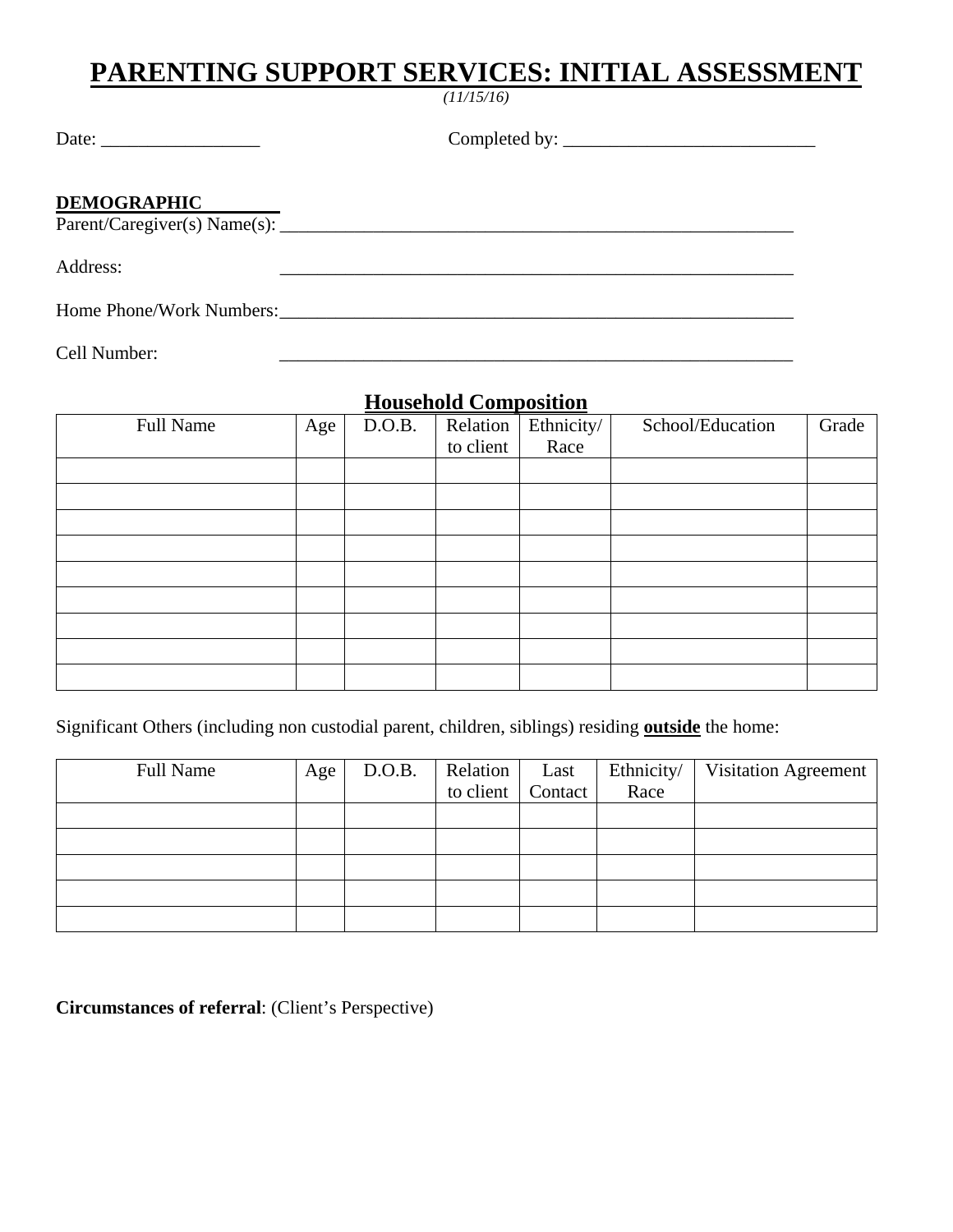# PARENTING SUPPORT SERVICES: INITIAL ASSESSMENT

*(11/15/16)*

Date: _________________ Completed by: ___________________________

**DEMOGRAPHIC**

Parent/Caregiver(s) Name(s): ___________________________________________________________

Address: ___________________________________________________________

Home Phone/Work Numbers: ___________________________________________________________

Cell Number: ___________________________________________________________

## Household Composition

| Full Name | Age | D.O.B. | Relation to client | Ethnicity/ Race | School/Education | Grade |
|---|---|---|---|---|---|---|
| | | | | | | |
| | | | | | | |
| | | | | | | |
| | | | | | | |
| | | | | | | |
| | | | | | | |
| | | | | | | |
| | | | | | | |
| | | | | | | |

Significant Others (including non custodial parent, children, siblings) residing **outside** the home:

| Full Name | Age | D.O.B. | Relation to client | Last Contact | Ethnicity/ Race | Visitation Agreement |
|---|---|---|---|---|---|---|
| | | | | | | |
| | | | | | | |
| | | | | | | |
| | | | | | | |
| | | | | | | |

**Circumstances of referral**: (Client's Perspective)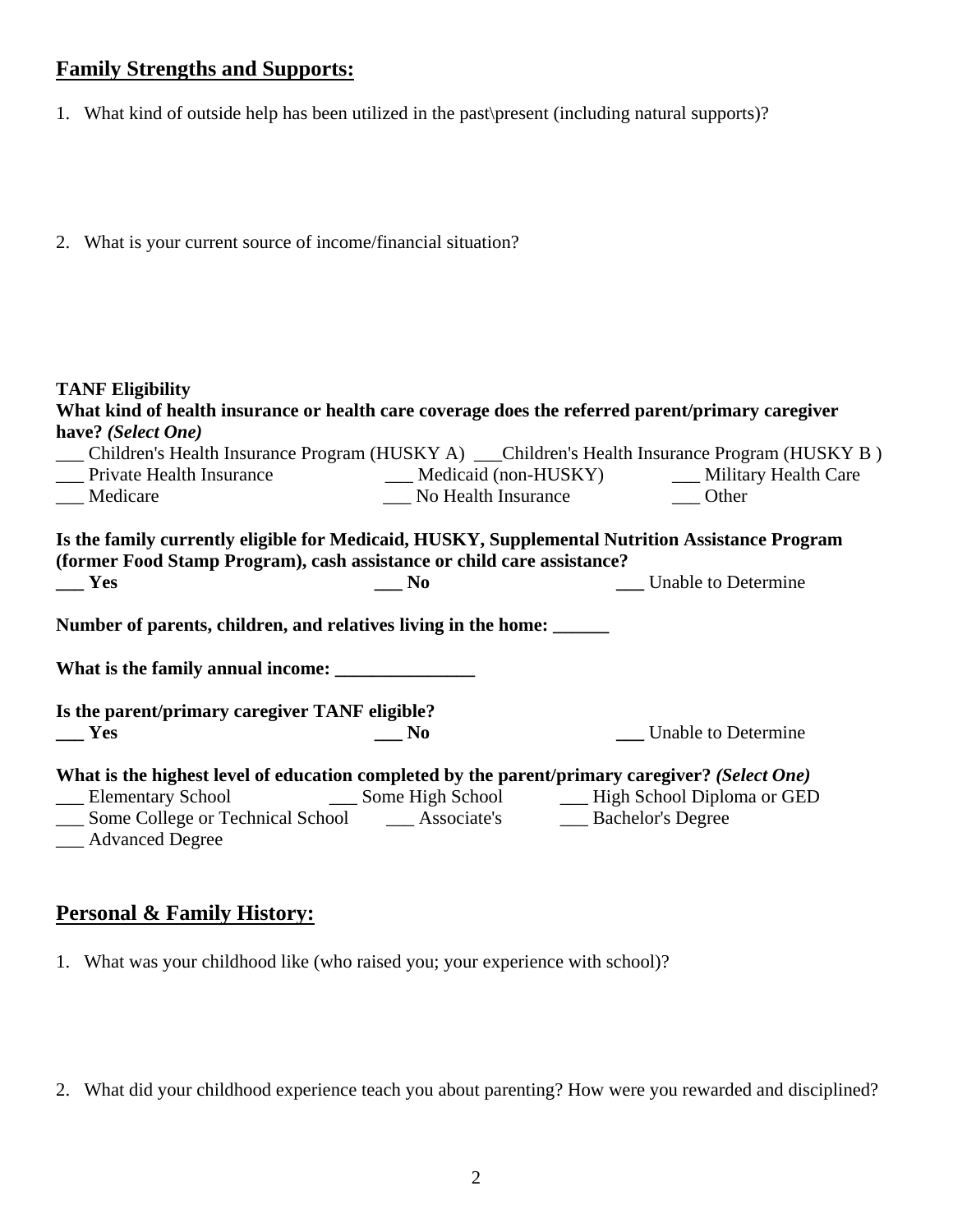## Family Strengths and Supports:

1. What kind of outside help has been utilized in the past\present (including natural supports)?

2. What is your current source of income/financial situation?

**TANF Eligibility**

**What kind of health insurance or health care coverage does the referred parent/primary caregiver have?** ***(Select One)***

___ Children's Health Insurance Program (HUSKY A) ___Children's Health Insurance Program (HUSKY B )
___ Private Health Insurance ___ Medicaid (non-HUSKY) ___ Military Health Care
___ Medicare ___ No Health Insurance ___ Other

**Is the family currently eligible for Medicaid, HUSKY, Supplemental Nutrition Assistance Program (former Food Stamp Program), cash assistance or child care assistance?**

**___ Yes** **___ No** **___** Unable to Determine

**Number of parents, children, and relatives living in the home: ______**

**What is the family annual income: _______________**

**Is the parent/primary caregiver TANF eligible?**

**___ Yes** **___ No** **___** Unable to Determine

**What is the highest level of education completed by the parent/primary caregiver?** ***(Select One)***

___ Elementary School ___ Some High School ___ High School Diploma or GED
___ Some College or Technical School ___ Associate's ___ Bachelor's Degree
___ Advanced Degree

## Personal & Family History:

1. What was your childhood like (who raised you; your experience with school)?

2. What did your childhood experience teach you about parenting? How were you rewarded and disciplined?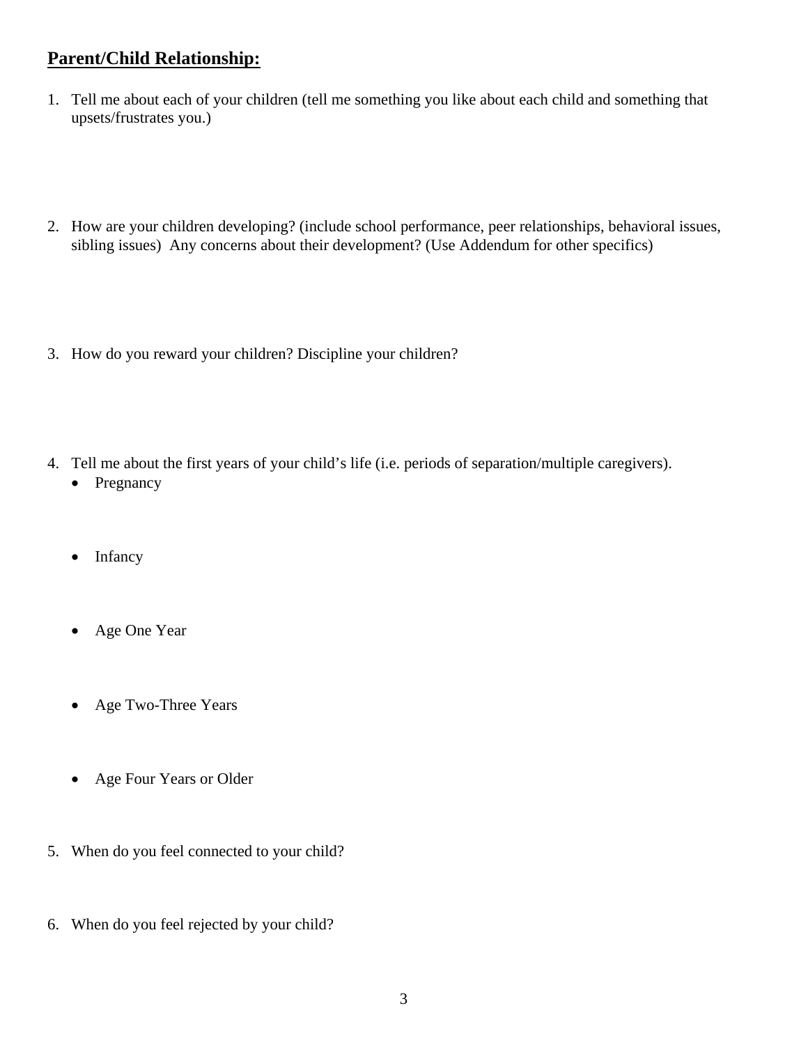## Parent/Child Relationship:

1. Tell me about each of your children (tell me something you like about each child and something that upsets/frustrates you.)

2. How are your children developing? (include school performance, peer relationships, behavioral issues, sibling issues) Any concerns about their development? (Use Addendum for other specifics)

3. How do you reward your children? Discipline your children?

4. Tell me about the first years of your child's life (i.e. periods of separation/multiple caregivers).
   - Pregnancy
   - Infancy
   - Age One Year
   - Age Two-Three Years
   - Age Four Years or Older

5. When do you feel connected to your child?

6. When do you feel rejected by your child?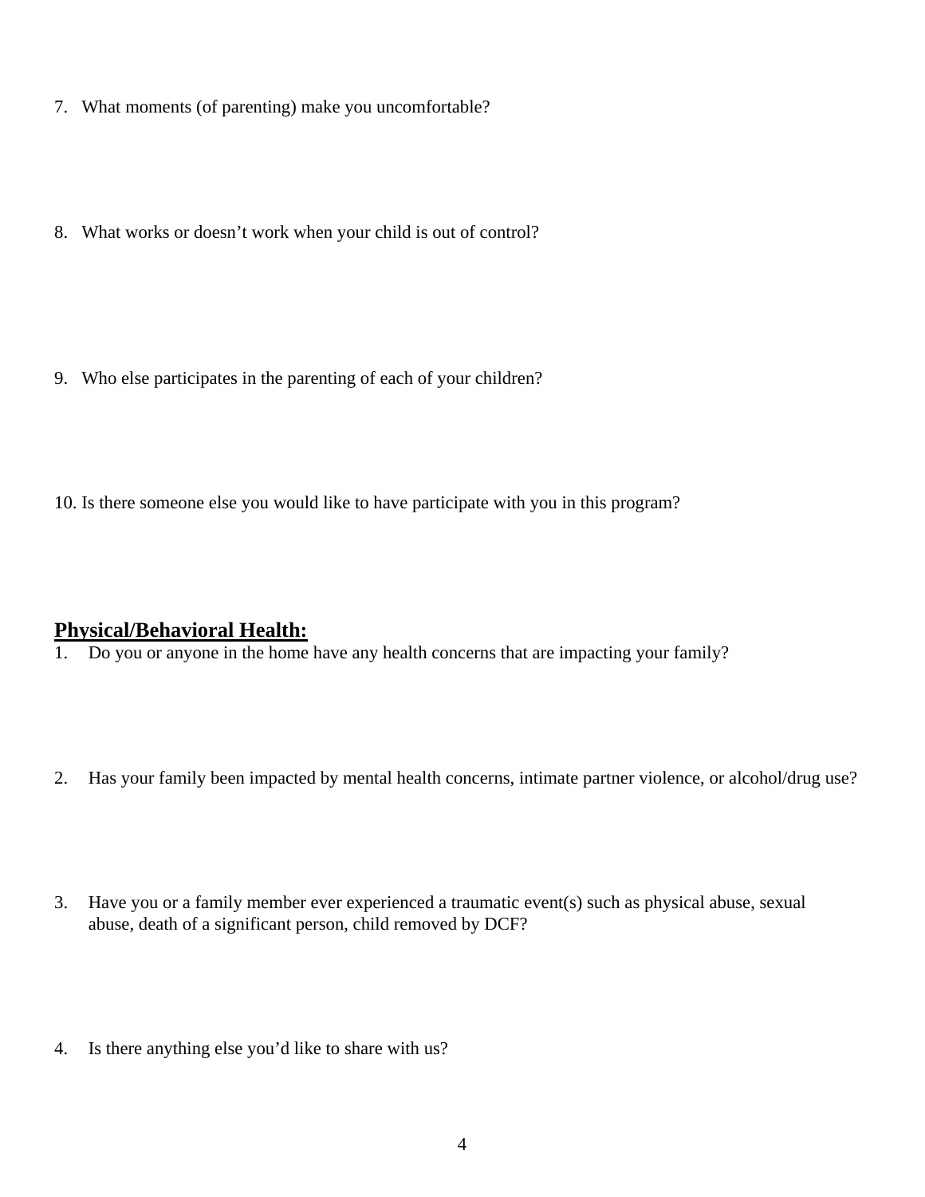7. What moments (of parenting) make you uncomfortable?

8. What works or doesn't work when your child is out of control?

9. Who else participates in the parenting of each of your children?

10. Is there someone else you would like to have participate with you in this program?

## **Physical/Behavioral Health:**

1. Do you or anyone in the home have any health concerns that are impacting your family?

2. Has your family been impacted by mental health concerns, intimate partner violence, or alcohol/drug use?

3. Have you or a family member ever experienced a traumatic event(s) such as physical abuse, sexual abuse, death of a significant person, child removed by DCF?

4. Is there anything else you'd like to share with us?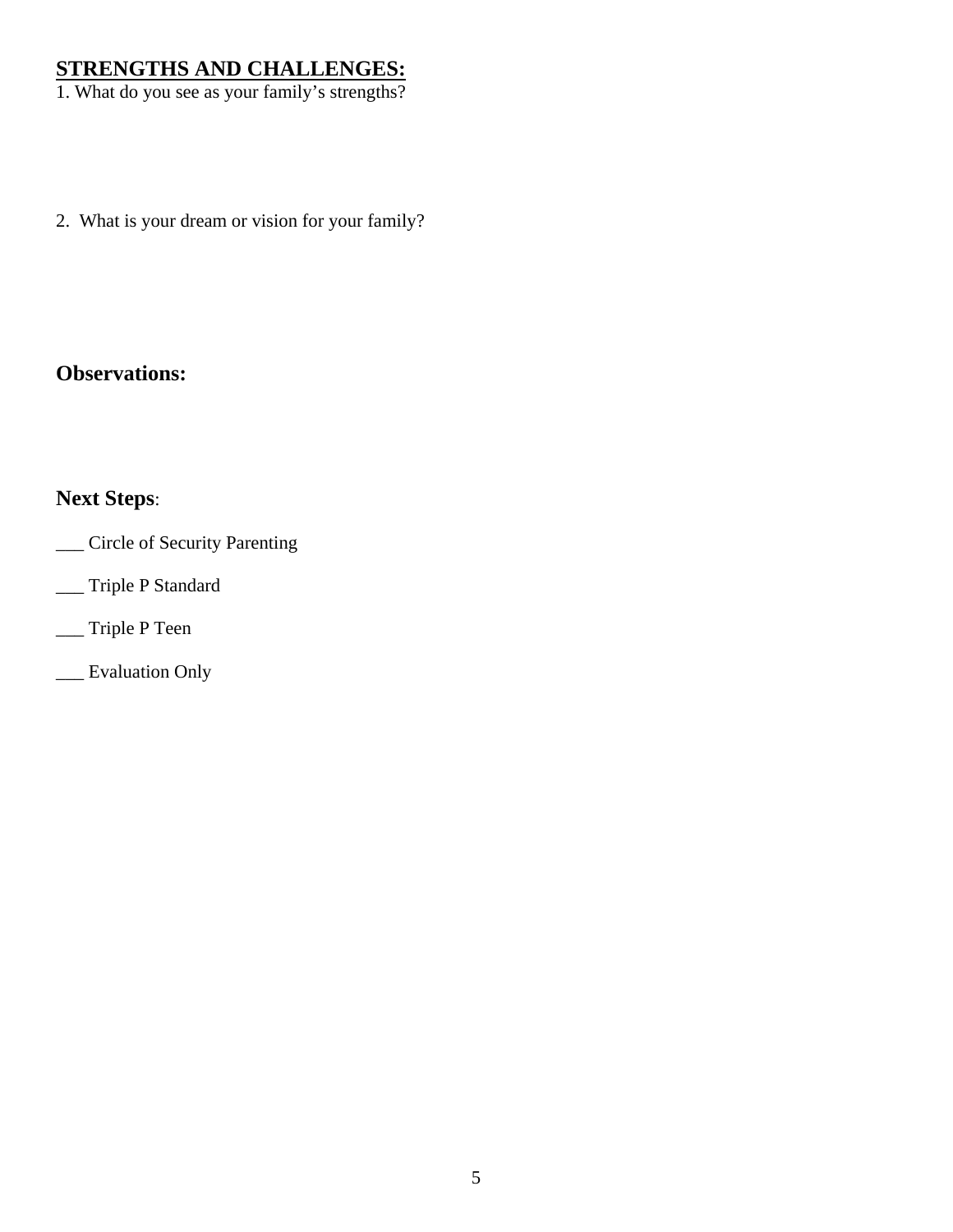## STRENGTHS AND CHALLENGES:

1. What do you see as your family's strengths?

2. What is your dream or vision for your family?

## Observations:

## Next Steps:

___ Circle of Security Parenting

___ Triple P Standard

___ Triple P Teen

___ Evaluation Only